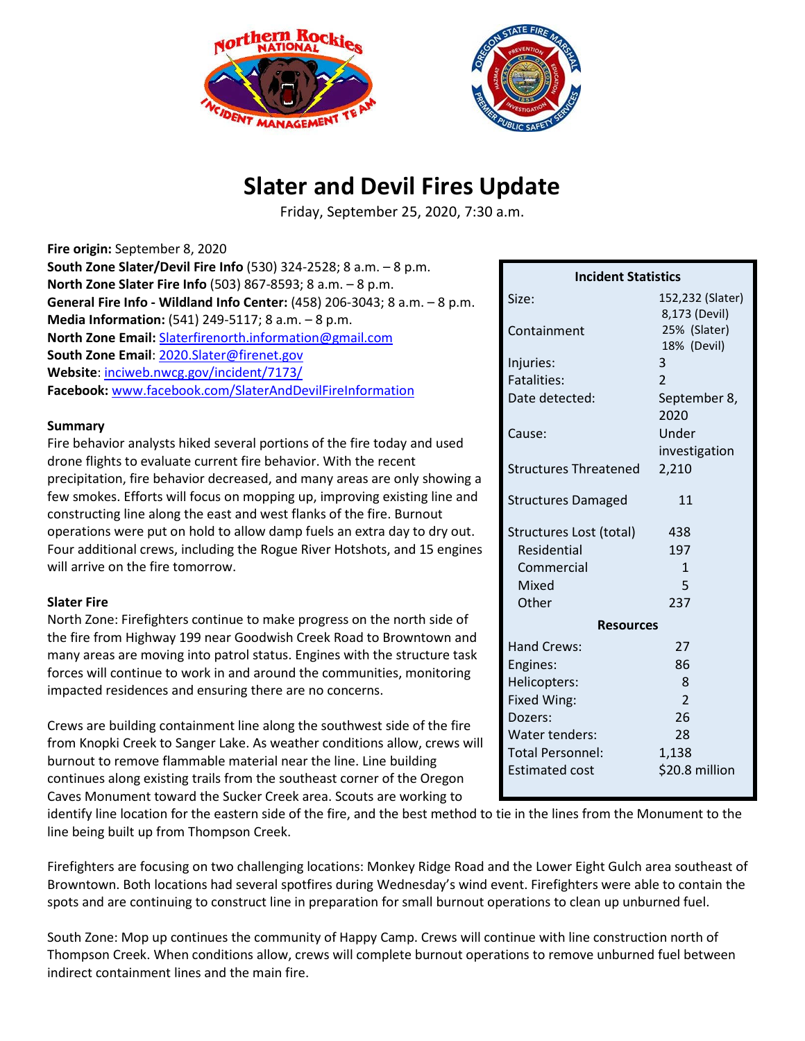# Slater and Devil Fires Update

Friday, September 25, 2020, 7:30 a.m.

**Fire origin:** September 8, 2020
**South Zone Slater/Devil Fire Info** (530) 324-2528; 8 a.m. – 8 p.m.
**North Zone Slater Fire Info** (503) 867-8593; 8 a.m. – 8 p.m.
**General Fire Info - Wildland Info Center:** (458) 206-3043; 8 a.m. – 8 p.m.
**Media Information:** (541) 249-5117; 8 a.m. – 8 p.m.
**North Zone Email:** Slaterfirenorth.information@gmail.com
**South Zone Email**: 2020.Slater@firenet.gov
**Website**: inciweb.nwcg.gov/incident/7173/
**Facebook:** www.facebook.com/SlaterAndDevilFireInformation

| Incident Statistics | |
|---|---|
| Size: | 152,232 (Slater) 8,173 (Devil) |
| Containment | 25% (Slater) 18% (Devil) |
| Injuries: | 3 |
| Fatalities: | 2 |
| Date detected: | September 8, 2020 |
| Cause: | Under investigation |
| Structures Threatened | 2,210 |
| Structures Damaged | 11 |
| Structures Lost (total) | 438 |
| Residential | 197 |
| Commercial | 1 |
| Mixed | 5 |
| Other | 237 |
| **Resources** | |
| Hand Crews: | 27 |
| Engines: | 86 |
| Helicopters: | 8 |
| Fixed Wing: | 2 |
| Dozers: | 26 |
| Water tenders: | 28 |
| Total Personnel: | 1,138 |
| Estimated cost | $20.8 million |

**Summary**

Fire behavior analysts hiked several portions of the fire today and used drone flights to evaluate current fire behavior. With the recent precipitation, fire behavior decreased, and many areas are only showing a few smokes. Efforts will focus on mopping up, improving existing line and constructing line along the east and west flanks of the fire. Burnout operations were put on hold to allow damp fuels an extra day to dry out. Four additional crews, including the Rogue River Hotshots, and 15 engines will arrive on the fire tomorrow.

**Slater Fire**

North Zone: Firefighters continue to make progress on the north side of the fire from Highway 199 near Goodwish Creek Road to Browntown and many areas are moving into patrol status. Engines with the structure task forces will continue to work in and around the communities, monitoring impacted residences and ensuring there are no concerns.

Crews are building containment line along the southwest side of the fire from Knopki Creek to Sanger Lake. As weather conditions allow, crews will burnout to remove flammable material near the line. Line building continues along existing trails from the southeast corner of the Oregon Caves Monument toward the Sucker Creek area. Scouts are working to identify line location for the eastern side of the fire, and the best method to tie in the lines from the Monument to the line being built up from Thompson Creek.

Firefighters are focusing on two challenging locations: Monkey Ridge Road and the Lower Eight Gulch area southeast of Browntown. Both locations had several spotfires during Wednesday's wind event. Firefighters were able to contain the spots and are continuing to construct line in preparation for small burnout operations to clean up unburned fuel.

South Zone: Mop up continues the community of Happy Camp. Crews will continue with line construction north of Thompson Creek. When conditions allow, crews will complete burnout operations to remove unburned fuel between indirect containment lines and the main fire.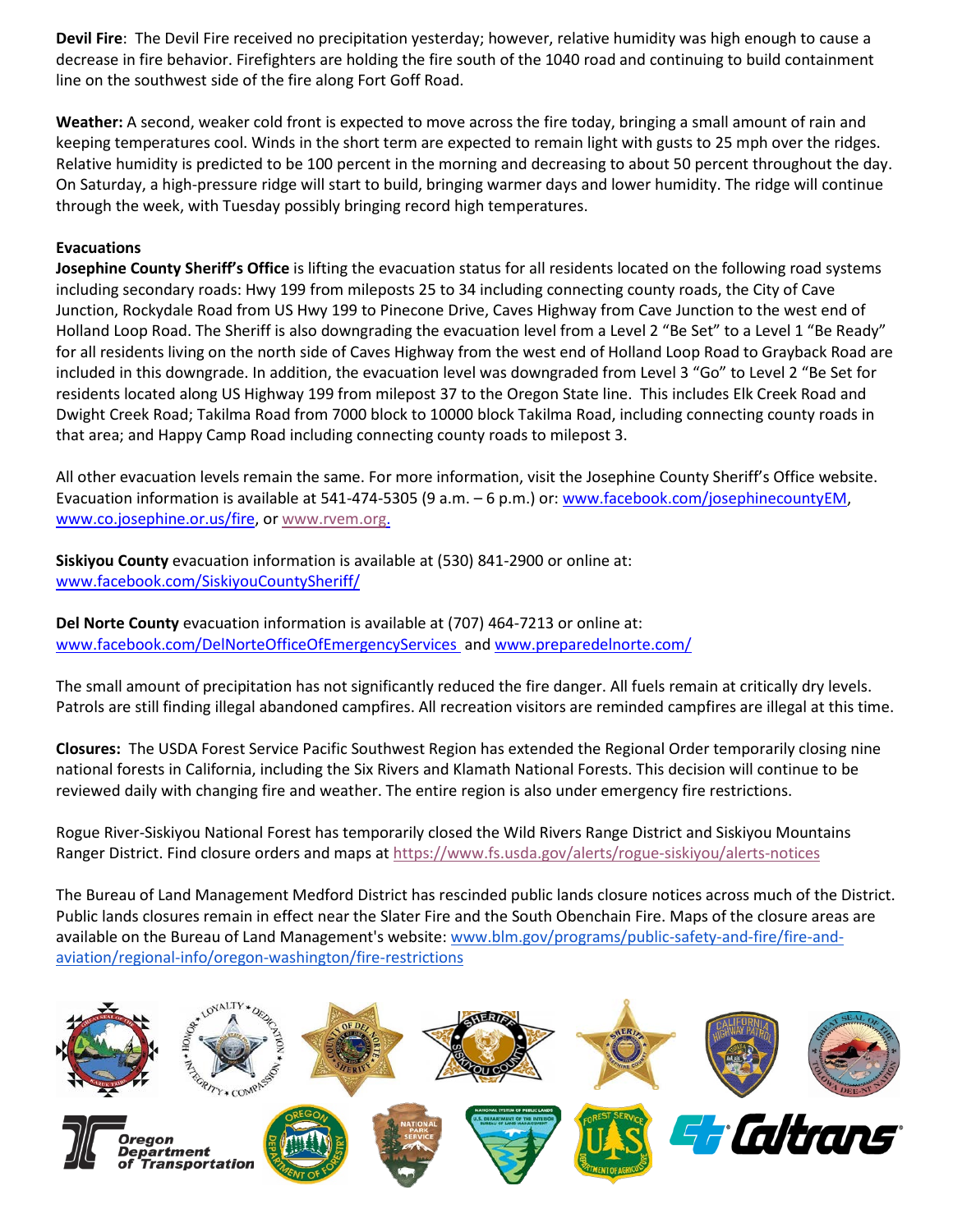**Devil Fire**: The Devil Fire received no precipitation yesterday; however, relative humidity was high enough to cause a decrease in fire behavior. Firefighters are holding the fire south of the 1040 road and continuing to build containment line on the southwest side of the fire along Fort Goff Road.

**Weather:** A second, weaker cold front is expected to move across the fire today, bringing a small amount of rain and keeping temperatures cool. Winds in the short term are expected to remain light with gusts to 25 mph over the ridges. Relative humidity is predicted to be 100 percent in the morning and decreasing to about 50 percent throughout the day. On Saturday, a high-pressure ridge will start to build, bringing warmer days and lower humidity. The ridge will continue through the week, with Tuesday possibly bringing record high temperatures.

**Evacuations**

**Josephine County Sheriff's Office** is lifting the evacuation status for all residents located on the following road systems including secondary roads: Hwy 199 from mileposts 25 to 34 including connecting county roads, the City of Cave Junction, Rockydale Road from US Hwy 199 to Pinecone Drive, Caves Highway from Cave Junction to the west end of Holland Loop Road. The Sheriff is also downgrading the evacuation level from a Level 2 "Be Set" to a Level 1 "Be Ready" for all residents living on the north side of Caves Highway from the west end of Holland Loop Road to Grayback Road are included in this downgrade. In addition, the evacuation level was downgraded from Level 3 "Go" to Level 2 "Be Set for residents located along US Highway 199 from milepost 37 to the Oregon State line. This includes Elk Creek Road and Dwight Creek Road; Takilma Road from 7000 block to 10000 block Takilma Road, including connecting county roads in that area; and Happy Camp Road including connecting county roads to milepost 3.

All other evacuation levels remain the same. For more information, visit the Josephine County Sheriff's Office website. Evacuation information is available at 541-474-5305 (9 a.m. – 6 p.m.) or: www.facebook.com/josephinecountyEM, www.co.josephine.or.us/fire, or www.rvem.org.

**Siskiyou County** evacuation information is available at (530) 841-2900 or online at: www.facebook.com/SiskiyouCountySheriff/

**Del Norte County** evacuation information is available at (707) 464-7213 or online at: www.facebook.com/DelNorteOfficeOfEmergencyServices and www.preparedelnorte.com/

The small amount of precipitation has not significantly reduced the fire danger. All fuels remain at critically dry levels. Patrols are still finding illegal abandoned campfires. All recreation visitors are reminded campfires are illegal at this time.

**Closures:** The USDA Forest Service Pacific Southwest Region has extended the Regional Order temporarily closing nine national forests in California, including the Six Rivers and Klamath National Forests. This decision will continue to be reviewed daily with changing fire and weather. The entire region is also under emergency fire restrictions.

Rogue River-Siskiyou National Forest has temporarily closed the Wild Rivers Range District and Siskiyou Mountains Ranger District. Find closure orders and maps at https://www.fs.usda.gov/alerts/rogue-siskiyou/alerts-notices

The Bureau of Land Management Medford District has rescinded public lands closure notices across much of the District. Public lands closures remain in effect near the Slater Fire and the South Obenchain Fire. Maps of the closure areas are available on the Bureau of Land Management's website: www.blm.gov/programs/public-safety-and-fire/fire-and-aviation/regional-info/oregon-washington/fire-restrictions